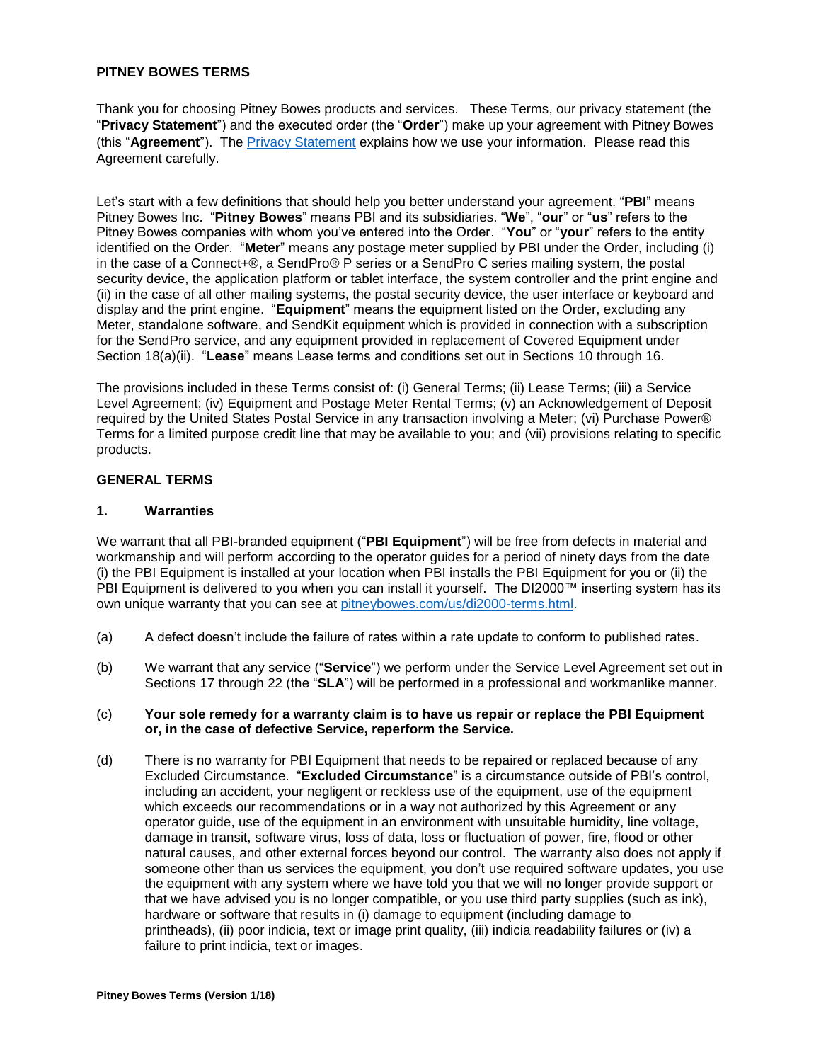# PITNEY BOWES TERMS

Thank you for choosing Pitney Bowes products and services. These Terms, our privacy statement (the "**Privacy Statement**") and the executed order (the "**Order**") make up your agreement with Pitney Bowes (this "**Agreement**"). The Privacy Statement explains how we use your information. Please read this Agreement carefully.

Let's start with a few definitions that should help you better understand your agreement. "**PBI**" means Pitney Bowes Inc. "**Pitney Bowes**" means PBI and its subsidiaries. "**We**", "**our**" or "**us**" refers to the Pitney Bowes companies with whom you've entered into the Order. "**You**" or "**your**" refers to the entity identified on the Order. "**Meter**" means any postage meter supplied by PBI under the Order, including (i) in the case of a Connect+®, a SendPro® P series or a SendPro C series mailing system, the postal security device, the application platform or tablet interface, the system controller and the print engine and (ii) in the case of all other mailing systems, the postal security device, the user interface or keyboard and display and the print engine. "**Equipment**" means the equipment listed on the Order, excluding any Meter, standalone software, and SendKit equipment which is provided in connection with a subscription for the SendPro service, and any equipment provided in replacement of Covered Equipment under Section 18(a)(ii). "**Lease**" means Lease terms and conditions set out in Sections 10 through 16.

The provisions included in these Terms consist of: (i) General Terms; (ii) Lease Terms; (iii) a Service Level Agreement; (iv) Equipment and Postage Meter Rental Terms; (v) an Acknowledgement of Deposit required by the United States Postal Service in any transaction involving a Meter; (vi) Purchase Power® Terms for a limited purpose credit line that may be available to you; and (vii) provisions relating to specific products.

## GENERAL TERMS

### 1. Warranties

We warrant that all PBI-branded equipment ("**PBI Equipment**") will be free from defects in material and workmanship and will perform according to the operator guides for a period of ninety days from the date (i) the PBI Equipment is installed at your location when PBI installs the PBI Equipment for you or (ii) the PBI Equipment is delivered to you when you can install it yourself. The DI2000™ inserting system has its own unique warranty that you can see at pitneybowes.com/us/di2000-terms.html.

(a) A defect doesn't include the failure of rates within a rate update to conform to published rates.

(b) We warrant that any service ("**Service**") we perform under the Service Level Agreement set out in Sections 17 through 22 (the "**SLA**") will be performed in a professional and workmanlike manner.

(c) **Your sole remedy for a warranty claim is to have us repair or replace the PBI Equipment or, in the case of defective Service, reperform the Service.**

(d) There is no warranty for PBI Equipment that needs to be repaired or replaced because of any Excluded Circumstance. "**Excluded Circumstance**" is a circumstance outside of PBI's control, including an accident, your negligent or reckless use of the equipment, use of the equipment which exceeds our recommendations or in a way not authorized by this Agreement or any operator guide, use of the equipment in an environment with unsuitable humidity, line voltage, damage in transit, software virus, loss of data, loss or fluctuation of power, fire, flood or other natural causes, and other external forces beyond our control. The warranty also does not apply if someone other than us services the equipment, you don't use required software updates, you use the equipment with any system where we have told you that we will no longer provide support or that we have advised you is no longer compatible, or you use third party supplies (such as ink), hardware or software that results in (i) damage to equipment (including damage to printheads), (ii) poor indicia, text or image print quality, (iii) indicia readability failures or (iv) a failure to print indicia, text or images.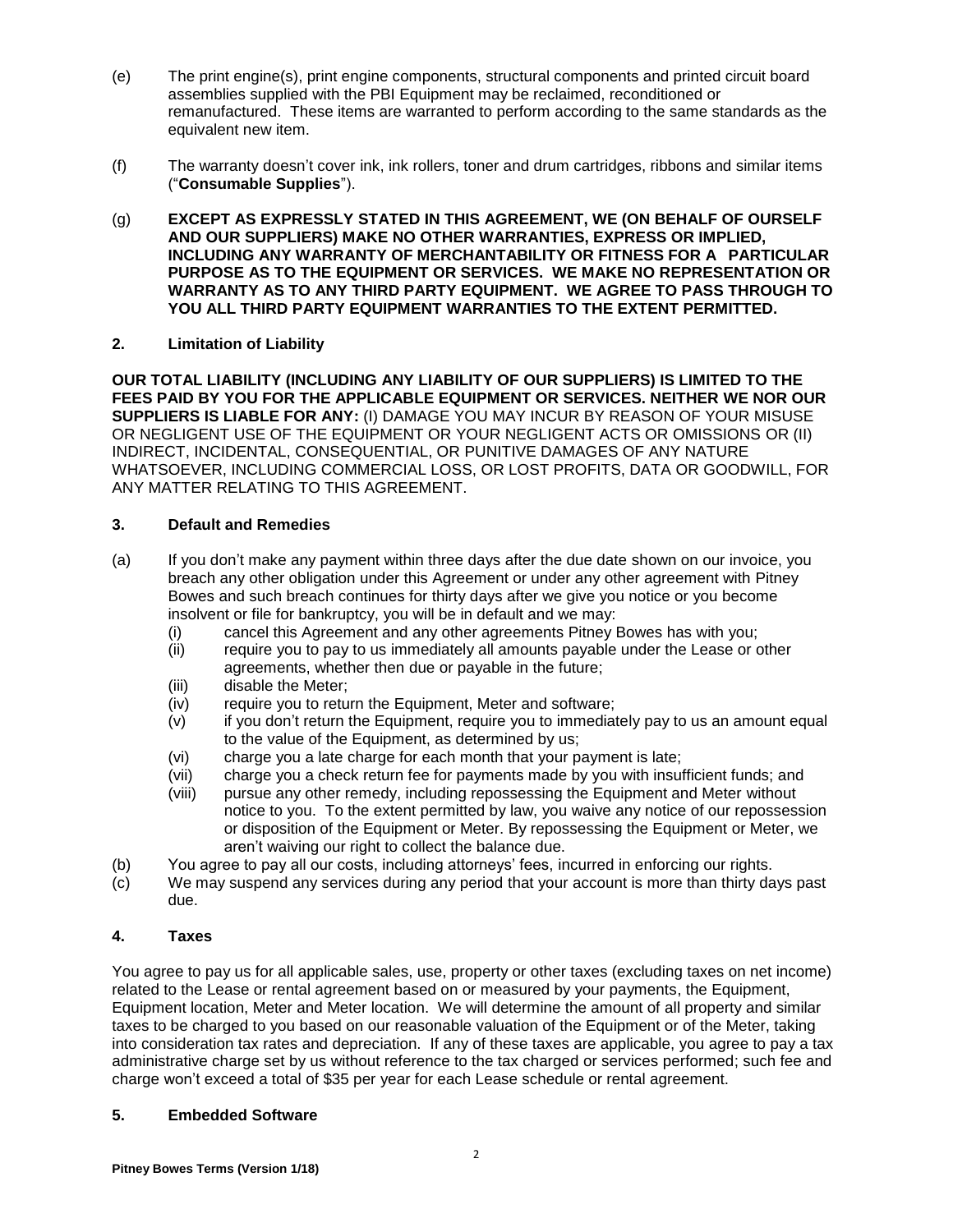(e) The print engine(s), print engine components, structural components and printed circuit board assemblies supplied with the PBI Equipment may be reclaimed, reconditioned or remanufactured. These items are warranted to perform according to the same standards as the equivalent new item.

(f) The warranty doesn't cover ink, ink rollers, toner and drum cartridges, ribbons and similar items ("**Consumable Supplies**").

(g) **EXCEPT AS EXPRESSLY STATED IN THIS AGREEMENT, WE (ON BEHALF OF OURSELF AND OUR SUPPLIERS) MAKE NO OTHER WARRANTIES, EXPRESS OR IMPLIED, INCLUDING ANY WARRANTY OF MERCHANTABILITY OR FITNESS FOR A PARTICULAR PURPOSE AS TO THE EQUIPMENT OR SERVICES. WE MAKE NO REPRESENTATION OR WARRANTY AS TO ANY THIRD PARTY EQUIPMENT. WE AGREE TO PASS THROUGH TO YOU ALL THIRD PARTY EQUIPMENT WARRANTIES TO THE EXTENT PERMITTED.**

## 2. Limitation of Liability

**OUR TOTAL LIABILITY (INCLUDING ANY LIABILITY OF OUR SUPPLIERS) IS LIMITED TO THE FEES PAID BY YOU FOR THE APPLICABLE EQUIPMENT OR SERVICES. NEITHER WE NOR OUR SUPPLIERS IS LIABLE FOR ANY:** (I) DAMAGE YOU MAY INCUR BY REASON OF YOUR MISUSE OR NEGLIGENT USE OF THE EQUIPMENT OR YOUR NEGLIGENT ACTS OR OMISSIONS OR (II) INDIRECT, INCIDENTAL, CONSEQUENTIAL, OR PUNITIVE DAMAGES OF ANY NATURE WHATSOEVER, INCLUDING COMMERCIAL LOSS, OR LOST PROFITS, DATA OR GOODWILL, FOR ANY MATTER RELATING TO THIS AGREEMENT.

## 3. Default and Remedies

(a) If you don't make any payment within three days after the due date shown on our invoice, you breach any other obligation under this Agreement or under any other agreement with Pitney Bowes and such breach continues for thirty days after we give you notice or you become insolvent or file for bankruptcy, you will be in default and we may:
   - (i) cancel this Agreement and any other agreements Pitney Bowes has with you;
   - (ii) require you to pay to us immediately all amounts payable under the Lease or other agreements, whether then due or payable in the future;
   - (iii) disable the Meter;
   - (iv) require you to return the Equipment, Meter and software;
   - (v) if you don't return the Equipment, require you to immediately pay to us an amount equal to the value of the Equipment, as determined by us;
   - (vi) charge you a late charge for each month that your payment is late;
   - (vii) charge you a check return fee for payments made by you with insufficient funds; and
   - (viii) pursue any other remedy, including repossessing the Equipment and Meter without notice to you. To the extent permitted by law, you waive any notice of our repossession or disposition of the Equipment or Meter. By repossessing the Equipment or Meter, we aren't waiving our right to collect the balance due.

(b) You agree to pay all our costs, including attorneys' fees, incurred in enforcing our rights.

(c) We may suspend any services during any period that your account is more than thirty days past due.

## 4. Taxes

You agree to pay us for all applicable sales, use, property or other taxes (excluding taxes on net income) related to the Lease or rental agreement based on or measured by your payments, the Equipment, Equipment location, Meter and Meter location. We will determine the amount of all property and similar taxes to be charged to you based on our reasonable valuation of the Equipment or of the Meter, taking into consideration tax rates and depreciation. If any of these taxes are applicable, you agree to pay a tax administrative charge set by us without reference to the tax charged or services performed; such fee and charge won't exceed a total of $35 per year for each Lease schedule or rental agreement.

## 5. Embedded Software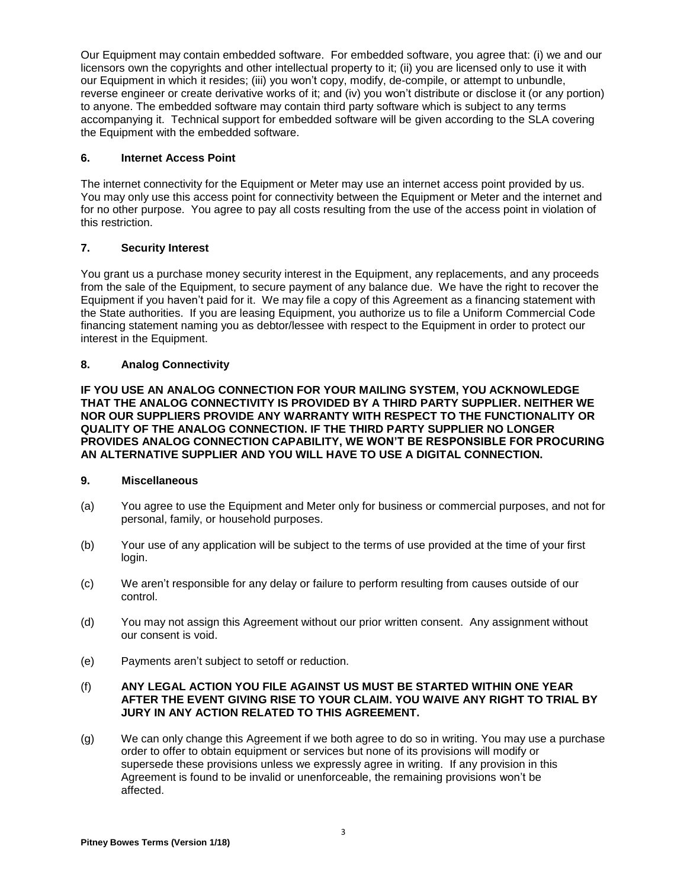Our Equipment may contain embedded software. For embedded software, you agree that: (i) we and our licensors own the copyrights and other intellectual property to it; (ii) you are licensed only to use it with our Equipment in which it resides; (iii) you won't copy, modify, de-compile, or attempt to unbundle, reverse engineer or create derivative works of it; and (iv) you won't distribute or disclose it (or any portion) to anyone. The embedded software may contain third party software which is subject to any terms accompanying it. Technical support for embedded software will be given according to the SLA covering the Equipment with the embedded software.

## 6. Internet Access Point

The internet connectivity for the Equipment or Meter may use an internet access point provided by us. You may only use this access point for connectivity between the Equipment or Meter and the internet and for no other purpose. You agree to pay all costs resulting from the use of the access point in violation of this restriction.

## 7. Security Interest

You grant us a purchase money security interest in the Equipment, any replacements, and any proceeds from the sale of the Equipment, to secure payment of any balance due. We have the right to recover the Equipment if you haven't paid for it. We may file a copy of this Agreement as a financing statement with the State authorities. If you are leasing Equipment, you authorize us to file a Uniform Commercial Code financing statement naming you as debtor/lessee with respect to the Equipment in order to protect our interest in the Equipment.

## 8. Analog Connectivity

**IF YOU USE AN ANALOG CONNECTION FOR YOUR MAILING SYSTEM, YOU ACKNOWLEDGE THAT THE ANALOG CONNECTIVITY IS PROVIDED BY A THIRD PARTY SUPPLIER. NEITHER WE NOR OUR SUPPLIERS PROVIDE ANY WARRANTY WITH RESPECT TO THE FUNCTIONALITY OR QUALITY OF THE ANALOG CONNECTION. IF THE THIRD PARTY SUPPLIER NO LONGER PROVIDES ANALOG CONNECTION CAPABILITY, WE WON'T BE RESPONSIBLE FOR PROCURING AN ALTERNATIVE SUPPLIER AND YOU WILL HAVE TO USE A DIGITAL CONNECTION.**

## 9. Miscellaneous

(a) You agree to use the Equipment and Meter only for business or commercial purposes, and not for personal, family, or household purposes.

(b) Your use of any application will be subject to the terms of use provided at the time of your first login.

(c) We aren't responsible for any delay or failure to perform resulting from causes outside of our control.

(d) You may not assign this Agreement without our prior written consent. Any assignment without our consent is void.

(e) Payments aren't subject to setoff or reduction.

(f) **ANY LEGAL ACTION YOU FILE AGAINST US MUST BE STARTED WITHIN ONE YEAR AFTER THE EVENT GIVING RISE TO YOUR CLAIM. YOU WAIVE ANY RIGHT TO TRIAL BY JURY IN ANY ACTION RELATED TO THIS AGREEMENT.**

(g) We can only change this Agreement if we both agree to do so in writing. You may use a purchase order to offer to obtain equipment or services but none of its provisions will modify or supersede these provisions unless we expressly agree in writing. If any provision in this Agreement is found to be invalid or unenforceable, the remaining provisions won't be affected.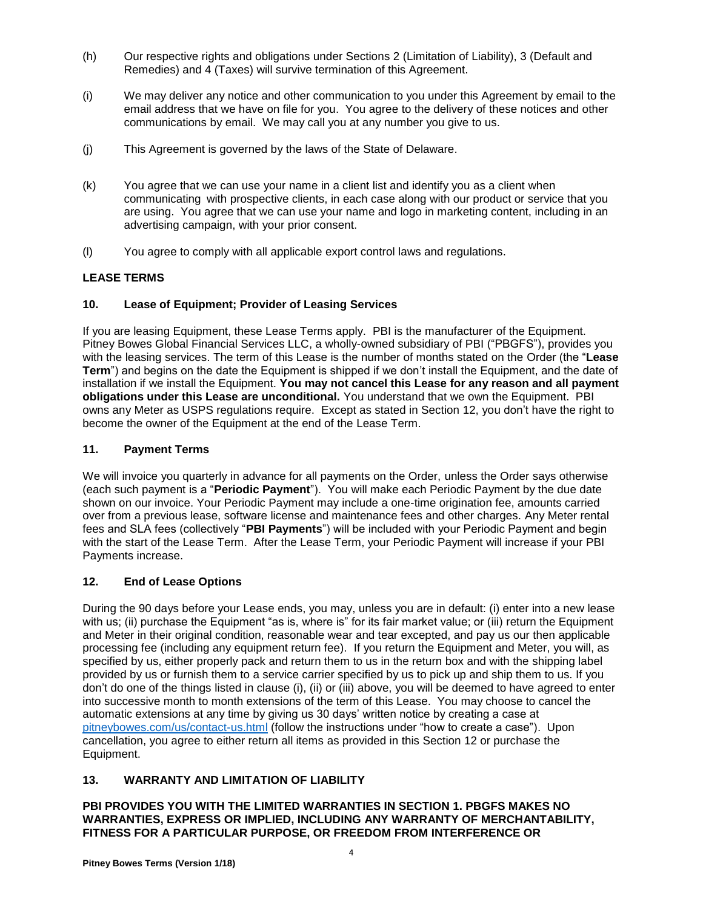(h) Our respective rights and obligations under Sections 2 (Limitation of Liability), 3 (Default and Remedies) and 4 (Taxes) will survive termination of this Agreement.

(i) We may deliver any notice and other communication to you under this Agreement by email to the email address that we have on file for you. You agree to the delivery of these notices and other communications by email. We may call you at any number you give to us.

(j) This Agreement is governed by the laws of the State of Delaware.

(k) You agree that we can use your name in a client list and identify you as a client when communicating with prospective clients, in each case along with our product or service that you are using. You agree that we can use your name and logo in marketing content, including in an advertising campaign, with your prior consent.

(l) You agree to comply with all applicable export control laws and regulations.

## LEASE TERMS

### 10. Lease of Equipment; Provider of Leasing Services

If you are leasing Equipment, these Lease Terms apply. PBI is the manufacturer of the Equipment. Pitney Bowes Global Financial Services LLC, a wholly-owned subsidiary of PBI ("PBGFS"), provides you with the leasing services. The term of this Lease is the number of months stated on the Order (the "**Lease Term**") and begins on the date the Equipment is shipped if we don't install the Equipment, and the date of installation if we install the Equipment. **You may not cancel this Lease for any reason and all payment obligations under this Lease are unconditional.** You understand that we own the Equipment. PBI owns any Meter as USPS regulations require. Except as stated in Section 12, you don't have the right to become the owner of the Equipment at the end of the Lease Term.

### 11. Payment Terms

We will invoice you quarterly in advance for all payments on the Order, unless the Order says otherwise (each such payment is a "**Periodic Payment**"). You will make each Periodic Payment by the due date shown on our invoice. Your Periodic Payment may include a one-time origination fee, amounts carried over from a previous lease, software license and maintenance fees and other charges. Any Meter rental fees and SLA fees (collectively "**PBI Payments**") will be included with your Periodic Payment and begin with the start of the Lease Term. After the Lease Term, your Periodic Payment will increase if your PBI Payments increase.

### 12. End of Lease Options

During the 90 days before your Lease ends, you may, unless you are in default: (i) enter into a new lease with us; (ii) purchase the Equipment "as is, where is" for its fair market value; or (iii) return the Equipment and Meter in their original condition, reasonable wear and tear excepted, and pay us our then applicable processing fee (including any equipment return fee). If you return the Equipment and Meter, you will, as specified by us, either properly pack and return them to us in the return box and with the shipping label provided by us or furnish them to a service carrier specified by us to pick up and ship them to us. If you don't do one of the things listed in clause (i), (ii) or (iii) above, you will be deemed to have agreed to enter into successive month to month extensions of the term of this Lease. You may choose to cancel the automatic extensions at any time by giving us 30 days' written notice by creating a case at pitneybowes.com/us/contact-us.html (follow the instructions under "how to create a case"). Upon cancellation, you agree to either return all items as provided in this Section 12 or purchase the Equipment.

### 13. WARRANTY AND LIMITATION OF LIABILITY

**PBI PROVIDES YOU WITH THE LIMITED WARRANTIES IN SECTION 1. PBGFS MAKES NO WARRANTIES, EXPRESS OR IMPLIED, INCLUDING ANY WARRANTY OF MERCHANTABILITY, FITNESS FOR A PARTICULAR PURPOSE, OR FREEDOM FROM INTERFERENCE OR**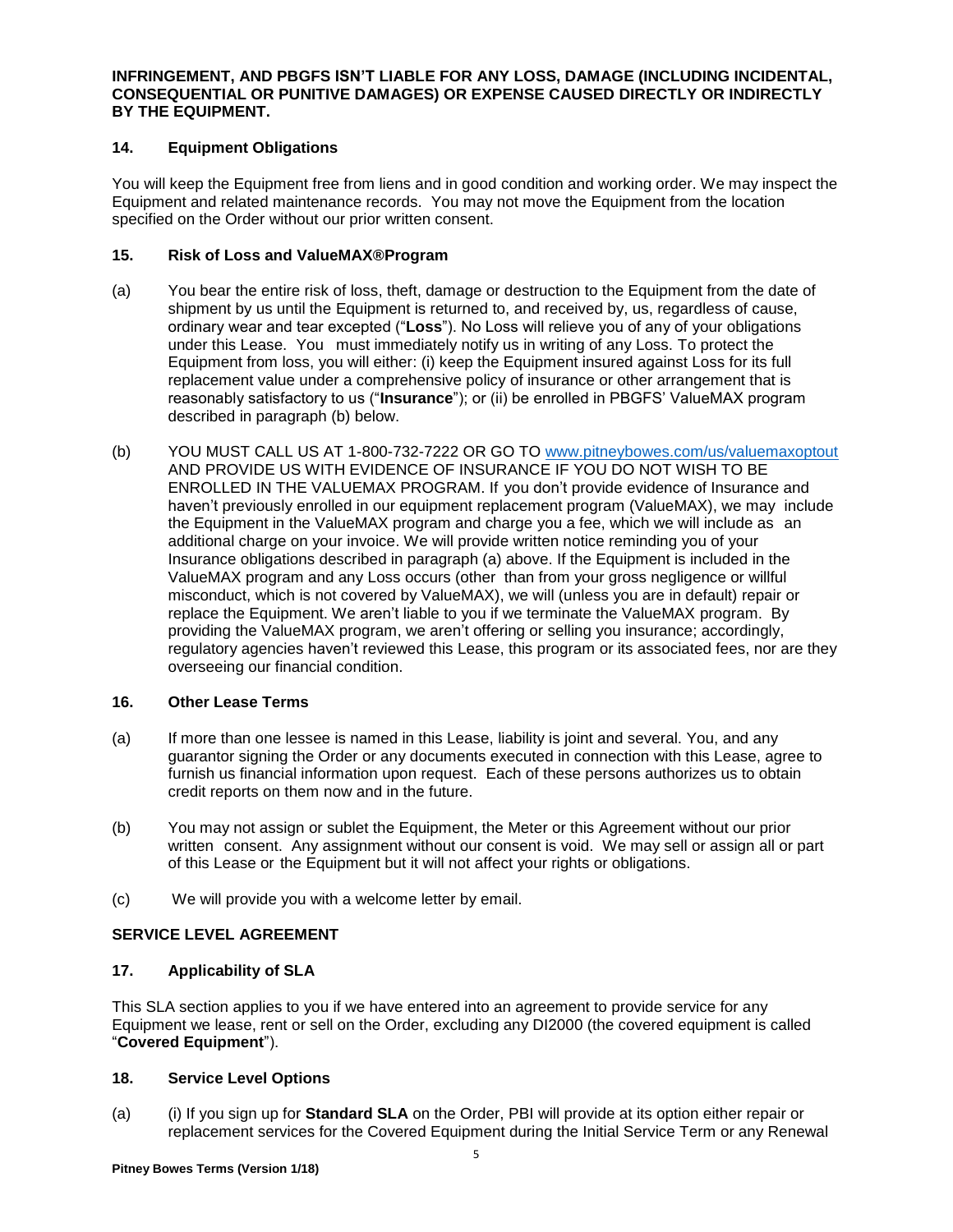**INFRINGEMENT, AND PBGFS ISN'T LIABLE FOR ANY LOSS, DAMAGE (INCLUDING INCIDENTAL, CONSEQUENTIAL OR PUNITIVE DAMAGES) OR EXPENSE CAUSED DIRECTLY OR INDIRECTLY BY THE EQUIPMENT.**

### 14. Equipment Obligations

You will keep the Equipment free from liens and in good condition and working order. We may inspect the Equipment and related maintenance records. You may not move the Equipment from the location specified on the Order without our prior written consent.

### 15. Risk of Loss and ValueMAX®Program

(a) You bear the entire risk of loss, theft, damage or destruction to the Equipment from the date of shipment by us until the Equipment is returned to, and received by, us, regardless of cause, ordinary wear and tear excepted ("**Loss**"). No Loss will relieve you of any of your obligations under this Lease. You must immediately notify us in writing of any Loss. To protect the Equipment from loss, you will either: (i) keep the Equipment insured against Loss for its full replacement value under a comprehensive policy of insurance or other arrangement that is reasonably satisfactory to us ("**Insurance**"); or (ii) be enrolled in PBGFS' ValueMAX program described in paragraph (b) below.

(b) YOU MUST CALL US AT 1-800-732-7222 OR GO TO www.pitneybowes.com/us/valuemaxoptout AND PROVIDE US WITH EVIDENCE OF INSURANCE IF YOU DO NOT WISH TO BE ENROLLED IN THE VALUEMAX PROGRAM. If you don't provide evidence of Insurance and haven't previously enrolled in our equipment replacement program (ValueMAX), we may include the Equipment in the ValueMAX program and charge you a fee, which we will include as an additional charge on your invoice. We will provide written notice reminding you of your Insurance obligations described in paragraph (a) above. If the Equipment is included in the ValueMAX program and any Loss occurs (other than from your gross negligence or willful misconduct, which is not covered by ValueMAX), we will (unless you are in default) repair or replace the Equipment. We aren't liable to you if we terminate the ValueMAX program. By providing the ValueMAX program, we aren't offering or selling you insurance; accordingly, regulatory agencies haven't reviewed this Lease, this program or its associated fees, nor are they overseeing our financial condition.

### 16. Other Lease Terms

(a) If more than one lessee is named in this Lease, liability is joint and several. You, and any guarantor signing the Order or any documents executed in connection with this Lease, agree to furnish us financial information upon request. Each of these persons authorizes us to obtain credit reports on them now and in the future.

(b) You may not assign or sublet the Equipment, the Meter or this Agreement without our prior written consent. Any assignment without our consent is void. We may sell or assign all or part of this Lease or the Equipment but it will not affect your rights or obligations.

(c) We will provide you with a welcome letter by email.

## SERVICE LEVEL AGREEMENT

### 17. Applicability of SLA

This SLA section applies to you if we have entered into an agreement to provide service for any Equipment we lease, rent or sell on the Order, excluding any DI2000 (the covered equipment is called "**Covered Equipment**").

### 18. Service Level Options

(a) (i) If you sign up for **Standard SLA** on the Order, PBI will provide at its option either repair or replacement services for the Covered Equipment during the Initial Service Term or any Renewal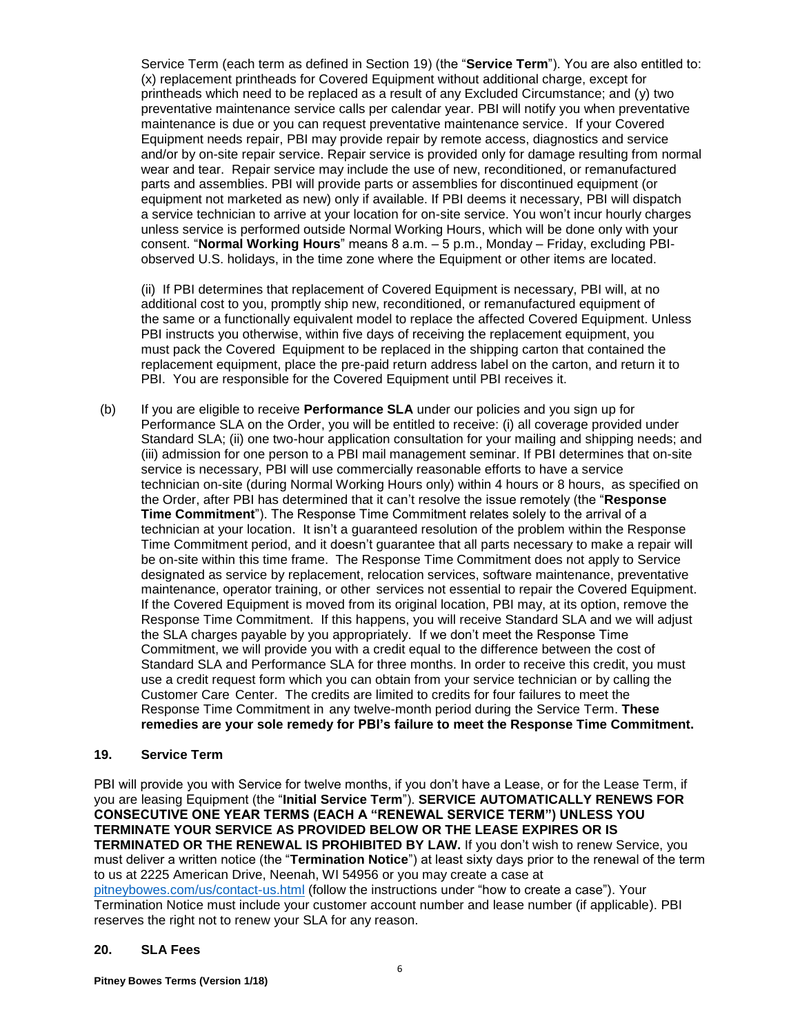Service Term (each term as defined in Section 19) (the "**Service Term**"). You are also entitled to: (x) replacement printheads for Covered Equipment without additional charge, except for printheads which need to be replaced as a result of any Excluded Circumstance; and (y) two preventative maintenance service calls per calendar year. PBI will notify you when preventative maintenance is due or you can request preventative maintenance service. If your Covered Equipment needs repair, PBI may provide repair by remote access, diagnostics and service and/or by on-site repair service. Repair service is provided only for damage resulting from normal wear and tear. Repair service may include the use of new, reconditioned, or remanufactured parts and assemblies. PBI will provide parts or assemblies for discontinued equipment (or equipment not marketed as new) only if available. If PBI deems it necessary, PBI will dispatch a service technician to arrive at your location for on-site service. You won't incur hourly charges unless service is performed outside Normal Working Hours, which will be done only with your consent. "**Normal Working Hours**" means 8 a.m. – 5 p.m., Monday – Friday, excluding PBI-observed U.S. holidays, in the time zone where the Equipment or other items are located.

(ii) If PBI determines that replacement of Covered Equipment is necessary, PBI will, at no additional cost to you, promptly ship new, reconditioned, or remanufactured equipment of the same or a functionally equivalent model to replace the affected Covered Equipment. Unless PBI instructs you otherwise, within five days of receiving the replacement equipment, you must pack the Covered Equipment to be replaced in the shipping carton that contained the replacement equipment, place the pre-paid return address label on the carton, and return it to PBI. You are responsible for the Covered Equipment until PBI receives it.

(b) If you are eligible to receive **Performance SLA** under our policies and you sign up for Performance SLA on the Order, you will be entitled to receive: (i) all coverage provided under Standard SLA; (ii) one two-hour application consultation for your mailing and shipping needs; and (iii) admission for one person to a PBI mail management seminar. If PBI determines that on-site service is necessary, PBI will use commercially reasonable efforts to have a service technician on-site (during Normal Working Hours only) within 4 hours or 8 hours, as specified on the Order, after PBI has determined that it can't resolve the issue remotely (the "**Response Time Commitment**"). The Response Time Commitment relates solely to the arrival of a technician at your location. It isn't a guaranteed resolution of the problem within the Response Time Commitment period, and it doesn't guarantee that all parts necessary to make a repair will be on-site within this time frame. The Response Time Commitment does not apply to Service designated as service by replacement, relocation services, software maintenance, preventative maintenance, operator training, or other services not essential to repair the Covered Equipment. If the Covered Equipment is moved from its original location, PBI may, at its option, remove the Response Time Commitment. If this happens, you will receive Standard SLA and we will adjust the SLA charges payable by you appropriately. If we don't meet the Response Time Commitment, we will provide you with a credit equal to the difference between the cost of Standard SLA and Performance SLA for three months. In order to receive this credit, you must use a credit request form which you can obtain from your service technician or by calling the Customer Care Center. The credits are limited to credits for four failures to meet the Response Time Commitment in any twelve-month period during the Service Term. **These remedies are your sole remedy for PBI's failure to meet the Response Time Commitment.**

## 19. Service Term

PBI will provide you with Service for twelve months, if you don't have a Lease, or for the Lease Term, if you are leasing Equipment (the "**Initial Service Term**"). **SERVICE AUTOMATICALLY RENEWS FOR CONSECUTIVE ONE YEAR TERMS (EACH A "RENEWAL SERVICE TERM") UNLESS YOU TERMINATE YOUR SERVICE AS PROVIDED BELOW OR THE LEASE EXPIRES OR IS TERMINATED OR THE RENEWAL IS PROHIBITED BY LAW.** If you don't wish to renew Service, you must deliver a written notice (the "**Termination Notice**") at least sixty days prior to the renewal of the term to us at 2225 American Drive, Neenah, WI 54956 or you may create a case at pitneybowes.com/us/contact-us.html (follow the instructions under "how to create a case"). Your Termination Notice must include your customer account number and lease number (if applicable). PBI reserves the right not to renew your SLA for any reason.

## 20. SLA Fees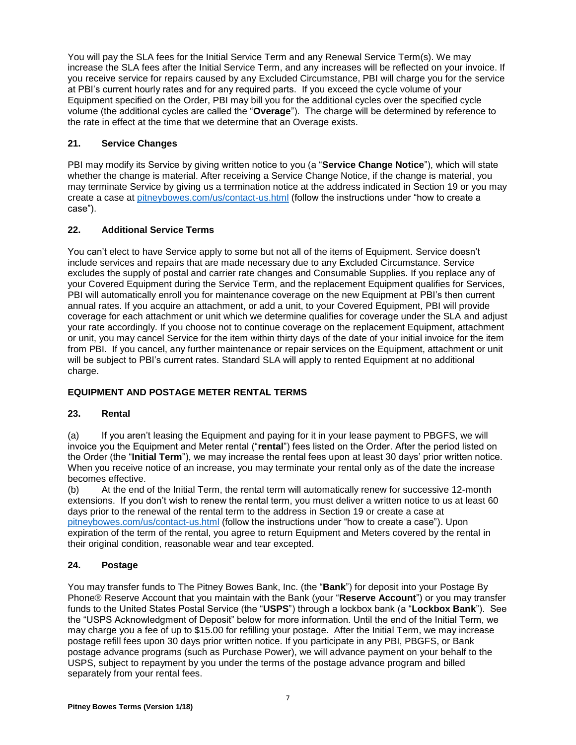You will pay the SLA fees for the Initial Service Term and any Renewal Service Term(s). We may increase the SLA fees after the Initial Service Term, and any increases will be reflected on your invoice. If you receive service for repairs caused by any Excluded Circumstance, PBI will charge you for the service at PBI's current hourly rates and for any required parts. If you exceed the cycle volume of your Equipment specified on the Order, PBI may bill you for the additional cycles over the specified cycle volume (the additional cycles are called the "**Overage**"). The charge will be determined by reference to the rate in effect at the time that we determine that an Overage exists.

### 21. Service Changes

PBI may modify its Service by giving written notice to you (a "**Service Change Notice**"), which will state whether the change is material. After receiving a Service Change Notice, if the change is material, you may terminate Service by giving us a termination notice at the address indicated in Section 19 or you may create a case at [pitneybowes.com/us/contact-us.html](pitneybowes.com/us/contact-us.html) (follow the instructions under "how to create a case").

### 22. Additional Service Terms

You can't elect to have Service apply to some but not all of the items of Equipment. Service doesn't include services and repairs that are made necessary due to any Excluded Circumstance. Service excludes the supply of postal and carrier rate changes and Consumable Supplies. If you replace any of your Covered Equipment during the Service Term, and the replacement Equipment qualifies for Services, PBI will automatically enroll you for maintenance coverage on the new Equipment at PBI's then current annual rates. If you acquire an attachment, or add a unit, to your Covered Equipment, PBI will provide coverage for each attachment or unit which we determine qualifies for coverage under the SLA and adjust your rate accordingly. If you choose not to continue coverage on the replacement Equipment, attachment or unit, you may cancel Service for the item within thirty days of the date of your initial invoice for the item from PBI. If you cancel, any further maintenance or repair services on the Equipment, attachment or unit will be subject to PBI's current rates. Standard SLA will apply to rented Equipment at no additional charge.

## EQUIPMENT AND POSTAGE METER RENTAL TERMS

### 23. Rental

(a) If you aren't leasing the Equipment and paying for it in your lease payment to PBGFS, we will invoice you the Equipment and Meter rental ("**rental**") fees listed on the Order. After the period listed on the Order (the "**Initial Term**"), we may increase the rental fees upon at least 30 days' prior written notice. When you receive notice of an increase, you may terminate your rental only as of the date the increase becomes effective.

(b) At the end of the Initial Term, the rental term will automatically renew for successive 12-month extensions. If you don't wish to renew the rental term, you must deliver a written notice to us at least 60 days prior to the renewal of the rental term to the address in Section 19 or create a case at [pitneybowes.com/us/contact-us.html](pitneybowes.com/us/contact-us.html) (follow the instructions under "how to create a case"). Upon expiration of the term of the rental, you agree to return Equipment and Meters covered by the rental in their original condition, reasonable wear and tear excepted.

### 24. Postage

You may transfer funds to The Pitney Bowes Bank, Inc. (the "**Bank**") for deposit into your Postage By Phone® Reserve Account that you maintain with the Bank (your "**Reserve Account**") or you may transfer funds to the United States Postal Service (the "**USPS**") through a lockbox bank (a "**Lockbox Bank**"). See the "USPS Acknowledgment of Deposit" below for more information. Until the end of the Initial Term, we may charge you a fee of up to $15.00 for refilling your postage. After the Initial Term, we may increase postage refill fees upon 30 days prior written notice. If you participate in any PBI, PBGFS, or Bank postage advance programs (such as Purchase Power), we will advance payment on your behalf to the USPS, subject to repayment by you under the terms of the postage advance program and billed separately from your rental fees.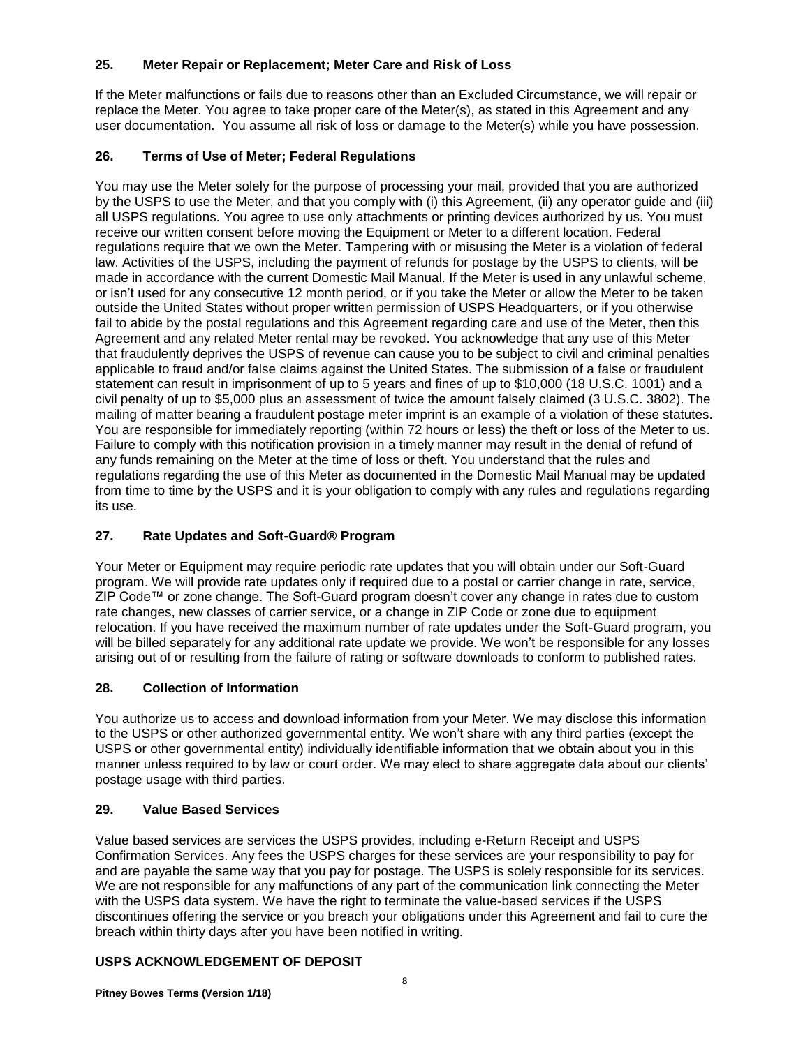## 25. Meter Repair or Replacement; Meter Care and Risk of Loss

If the Meter malfunctions or fails due to reasons other than an Excluded Circumstance, we will repair or replace the Meter. You agree to take proper care of the Meter(s), as stated in this Agreement and any user documentation. You assume all risk of loss or damage to the Meter(s) while you have possession.

## 26. Terms of Use of Meter; Federal Regulations

You may use the Meter solely for the purpose of processing your mail, provided that you are authorized by the USPS to use the Meter, and that you comply with (i) this Agreement, (ii) any operator guide and (iii) all USPS regulations. You agree to use only attachments or printing devices authorized by us. You must receive our written consent before moving the Equipment or Meter to a different location. Federal regulations require that we own the Meter. Tampering with or misusing the Meter is a violation of federal law. Activities of the USPS, including the payment of refunds for postage by the USPS to clients, will be made in accordance with the current Domestic Mail Manual. If the Meter is used in any unlawful scheme, or isn't used for any consecutive 12 month period, or if you take the Meter or allow the Meter to be taken outside the United States without proper written permission of USPS Headquarters, or if you otherwise fail to abide by the postal regulations and this Agreement regarding care and use of the Meter, then this Agreement and any related Meter rental may be revoked. You acknowledge that any use of this Meter that fraudulently deprives the USPS of revenue can cause you to be subject to civil and criminal penalties applicable to fraud and/or false claims against the United States. The submission of a false or fraudulent statement can result in imprisonment of up to 5 years and fines of up to $10,000 (18 U.S.C. 1001) and a civil penalty of up to $5,000 plus an assessment of twice the amount falsely claimed (3 U.S.C. 3802). The mailing of matter bearing a fraudulent postage meter imprint is an example of a violation of these statutes. You are responsible for immediately reporting (within 72 hours or less) the theft or loss of the Meter to us. Failure to comply with this notification provision in a timely manner may result in the denial of refund of any funds remaining on the Meter at the time of loss or theft. You understand that the rules and regulations regarding the use of this Meter as documented in the Domestic Mail Manual may be updated from time to time by the USPS and it is your obligation to comply with any rules and regulations regarding its use.

## 27. Rate Updates and Soft-Guard® Program

Your Meter or Equipment may require periodic rate updates that you will obtain under our Soft-Guard program. We will provide rate updates only if required due to a postal or carrier change in rate, service, ZIP Code™ or zone change. The Soft-Guard program doesn't cover any change in rates due to custom rate changes, new classes of carrier service, or a change in ZIP Code or zone due to equipment relocation. If you have received the maximum number of rate updates under the Soft-Guard program, you will be billed separately for any additional rate update we provide. We won't be responsible for any losses arising out of or resulting from the failure of rating or software downloads to conform to published rates.

## 28. Collection of Information

You authorize us to access and download information from your Meter. We may disclose this information to the USPS or other authorized governmental entity. We won't share with any third parties (except the USPS or other governmental entity) individually identifiable information that we obtain about you in this manner unless required to by law or court order. We may elect to share aggregate data about our clients' postage usage with third parties.

## 29. Value Based Services

Value based services are services the USPS provides, including e-Return Receipt and USPS Confirmation Services. Any fees the USPS charges for these services are your responsibility to pay for and are payable the same way that you pay for postage. The USPS is solely responsible for its services. We are not responsible for any malfunctions of any part of the communication link connecting the Meter with the USPS data system. We have the right to terminate the value-based services if the USPS discontinues offering the service or you breach your obligations under this Agreement and fail to cure the breach within thirty days after you have been notified in writing.

## USPS ACKNOWLEDGEMENT OF DEPOSIT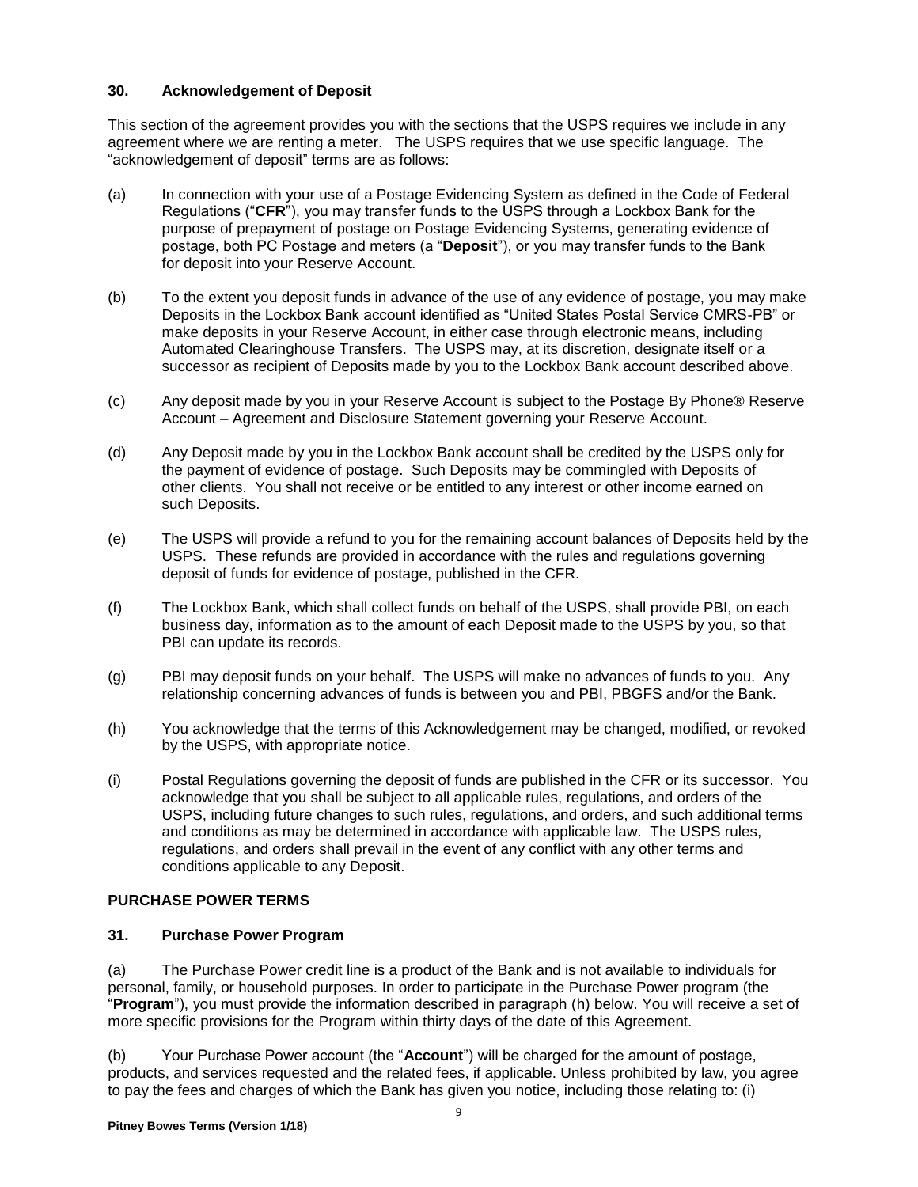### 30. Acknowledgement of Deposit

This section of the agreement provides you with the sections that the USPS requires we include in any agreement where we are renting a meter. The USPS requires that we use specific language. The "acknowledgement of deposit" terms are as follows:

(a) In connection with your use of a Postage Evidencing System as defined in the Code of Federal Regulations ("**CFR**"), you may transfer funds to the USPS through a Lockbox Bank for the purpose of prepayment of postage on Postage Evidencing Systems, generating evidence of postage, both PC Postage and meters (a "**Deposit**"), or you may transfer funds to the Bank for deposit into your Reserve Account.

(b) To the extent you deposit funds in advance of the use of any evidence of postage, you may make Deposits in the Lockbox Bank account identified as "United States Postal Service CMRS-PB" or make deposits in your Reserve Account, in either case through electronic means, including Automated Clearinghouse Transfers. The USPS may, at its discretion, designate itself or a successor as recipient of Deposits made by you to the Lockbox Bank account described above.

(c) Any deposit made by you in your Reserve Account is subject to the Postage By Phone® Reserve Account – Agreement and Disclosure Statement governing your Reserve Account.

(d) Any Deposit made by you in the Lockbox Bank account shall be credited by the USPS only for the payment of evidence of postage. Such Deposits may be commingled with Deposits of other clients. You shall not receive or be entitled to any interest or other income earned on such Deposits.

(e) The USPS will provide a refund to you for the remaining account balances of Deposits held by the USPS. These refunds are provided in accordance with the rules and regulations governing deposit of funds for evidence of postage, published in the CFR.

(f) The Lockbox Bank, which shall collect funds on behalf of the USPS, shall provide PBI, on each business day, information as to the amount of each Deposit made to the USPS by you, so that PBI can update its records.

(g) PBI may deposit funds on your behalf. The USPS will make no advances of funds to you. Any relationship concerning advances of funds is between you and PBI, PBGFS and/or the Bank.

(h) You acknowledge that the terms of this Acknowledgement may be changed, modified, or revoked by the USPS, with appropriate notice.

(i) Postal Regulations governing the deposit of funds are published in the CFR or its successor. You acknowledge that you shall be subject to all applicable rules, regulations, and orders of the USPS, including future changes to such rules, regulations, and orders, and such additional terms and conditions as may be determined in accordance with applicable law. The USPS rules, regulations, and orders shall prevail in the event of any conflict with any other terms and conditions applicable to any Deposit.

## PURCHASE POWER TERMS

### 31. Purchase Power Program

(a) The Purchase Power credit line is a product of the Bank and is not available to individuals for personal, family, or household purposes. In order to participate in the Purchase Power program (the "**Program**"), you must provide the information described in paragraph (h) below. You will receive a set of more specific provisions for the Program within thirty days of the date of this Agreement.

(b) Your Purchase Power account (the "**Account**") will be charged for the amount of postage, products, and services requested and the related fees, if applicable. Unless prohibited by law, you agree to pay the fees and charges of which the Bank has given you notice, including those relating to: (i)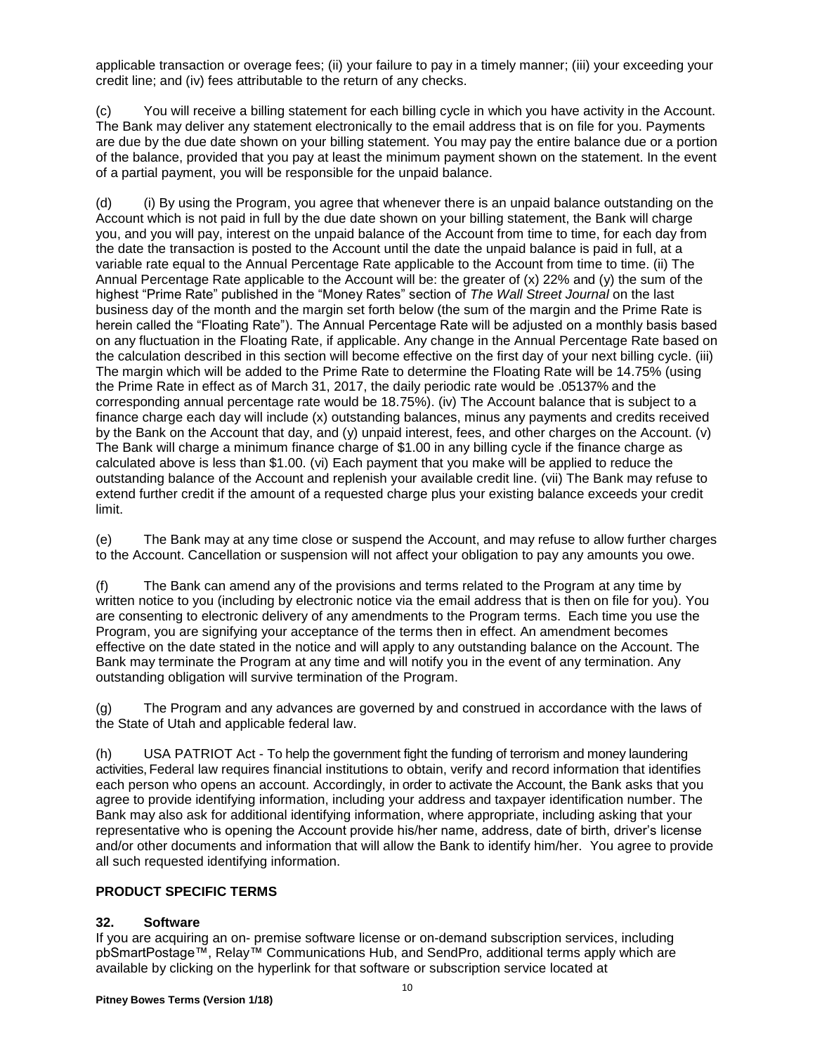applicable transaction or overage fees; (ii) your failure to pay in a timely manner; (iii) your exceeding your credit line; and (iv) fees attributable to the return of any checks.

(c) You will receive a billing statement for each billing cycle in which you have activity in the Account. The Bank may deliver any statement electronically to the email address that is on file for you. Payments are due by the due date shown on your billing statement. You may pay the entire balance due or a portion of the balance, provided that you pay at least the minimum payment shown on the statement. In the event of a partial payment, you will be responsible for the unpaid balance.

(d) (i) By using the Program, you agree that whenever there is an unpaid balance outstanding on the Account which is not paid in full by the due date shown on your billing statement, the Bank will charge you, and you will pay, interest on the unpaid balance of the Account from time to time, for each day from the date the transaction is posted to the Account until the date the unpaid balance is paid in full, at a variable rate equal to the Annual Percentage Rate applicable to the Account from time to time. (ii) The Annual Percentage Rate applicable to the Account will be: the greater of (x) 22% and (y) the sum of the highest "Prime Rate" published in the "Money Rates" section of *The Wall Street Journal* on the last business day of the month and the margin set forth below (the sum of the margin and the Prime Rate is herein called the "Floating Rate"). The Annual Percentage Rate will be adjusted on a monthly basis based on any fluctuation in the Floating Rate, if applicable. Any change in the Annual Percentage Rate based on the calculation described in this section will become effective on the first day of your next billing cycle. (iii) The margin which will be added to the Prime Rate to determine the Floating Rate will be 14.75% (using the Prime Rate in effect as of March 31, 2017, the daily periodic rate would be .05137% and the corresponding annual percentage rate would be 18.75%). (iv) The Account balance that is subject to a finance charge each day will include (x) outstanding balances, minus any payments and credits received by the Bank on the Account that day, and (y) unpaid interest, fees, and other charges on the Account. (v) The Bank will charge a minimum finance charge of $1.00 in any billing cycle if the finance charge as calculated above is less than $1.00. (vi) Each payment that you make will be applied to reduce the outstanding balance of the Account and replenish your available credit line. (vii) The Bank may refuse to extend further credit if the amount of a requested charge plus your existing balance exceeds your credit limit.

(e) The Bank may at any time close or suspend the Account, and may refuse to allow further charges to the Account. Cancellation or suspension will not affect your obligation to pay any amounts you owe.

(f) The Bank can amend any of the provisions and terms related to the Program at any time by written notice to you (including by electronic notice via the email address that is then on file for you). You are consenting to electronic delivery of any amendments to the Program terms. Each time you use the Program, you are signifying your acceptance of the terms then in effect. An amendment becomes effective on the date stated in the notice and will apply to any outstanding balance on the Account. The Bank may terminate the Program at any time and will notify you in the event of any termination. Any outstanding obligation will survive termination of the Program.

(g) The Program and any advances are governed by and construed in accordance with the laws of the State of Utah and applicable federal law.

(h) USA PATRIOT Act - To help the government fight the funding of terrorism and money laundering activities, Federal law requires financial institutions to obtain, verify and record information that identifies each person who opens an account. Accordingly, in order to activate the Account, the Bank asks that you agree to provide identifying information, including your address and taxpayer identification number. The Bank may also ask for additional identifying information, where appropriate, including asking that your representative who is opening the Account provide his/her name, address, date of birth, driver's license and/or other documents and information that will allow the Bank to identify him/her. You agree to provide all such requested identifying information.

**PRODUCT SPECIFIC TERMS**

**32. Software**

If you are acquiring an on- premise software license or on-demand subscription services, including pbSmartPostage™, Relay™ Communications Hub, and SendPro, additional terms apply which are available by clicking on the hyperlink for that software or subscription service located at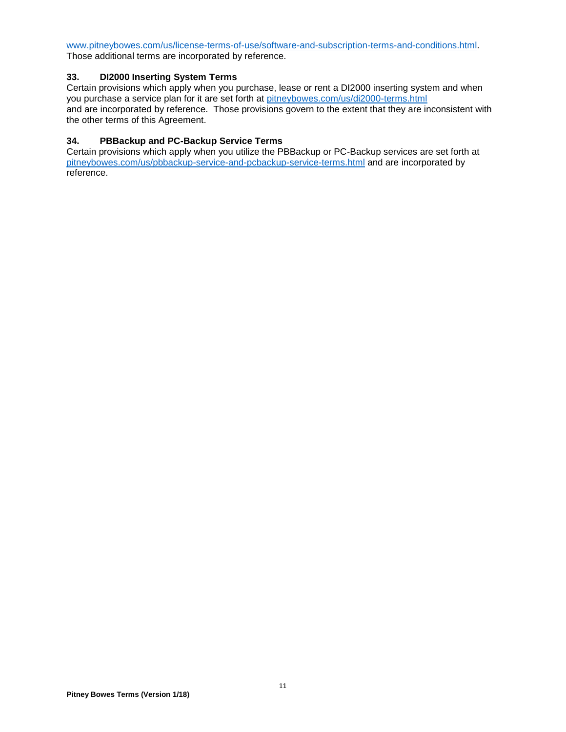www.pitneybowes.com/us/license-terms-of-use/software-and-subscription-terms-and-conditions.html. Those additional terms are incorporated by reference.

### 33. DI2000 Inserting System Terms

Certain provisions which apply when you purchase, lease or rent a DI2000 inserting system and when you purchase a service plan for it are set forth at pitneybowes.com/us/di2000-terms.html and are incorporated by reference. Those provisions govern to the extent that they are inconsistent with the other terms of this Agreement.

### 34. PBBackup and PC-Backup Service Terms

Certain provisions which apply when you utilize the PBBackup or PC-Backup services are set forth at pitneybowes.com/us/pbbackup-service-and-pcbackup-service-terms.html and are incorporated by reference.